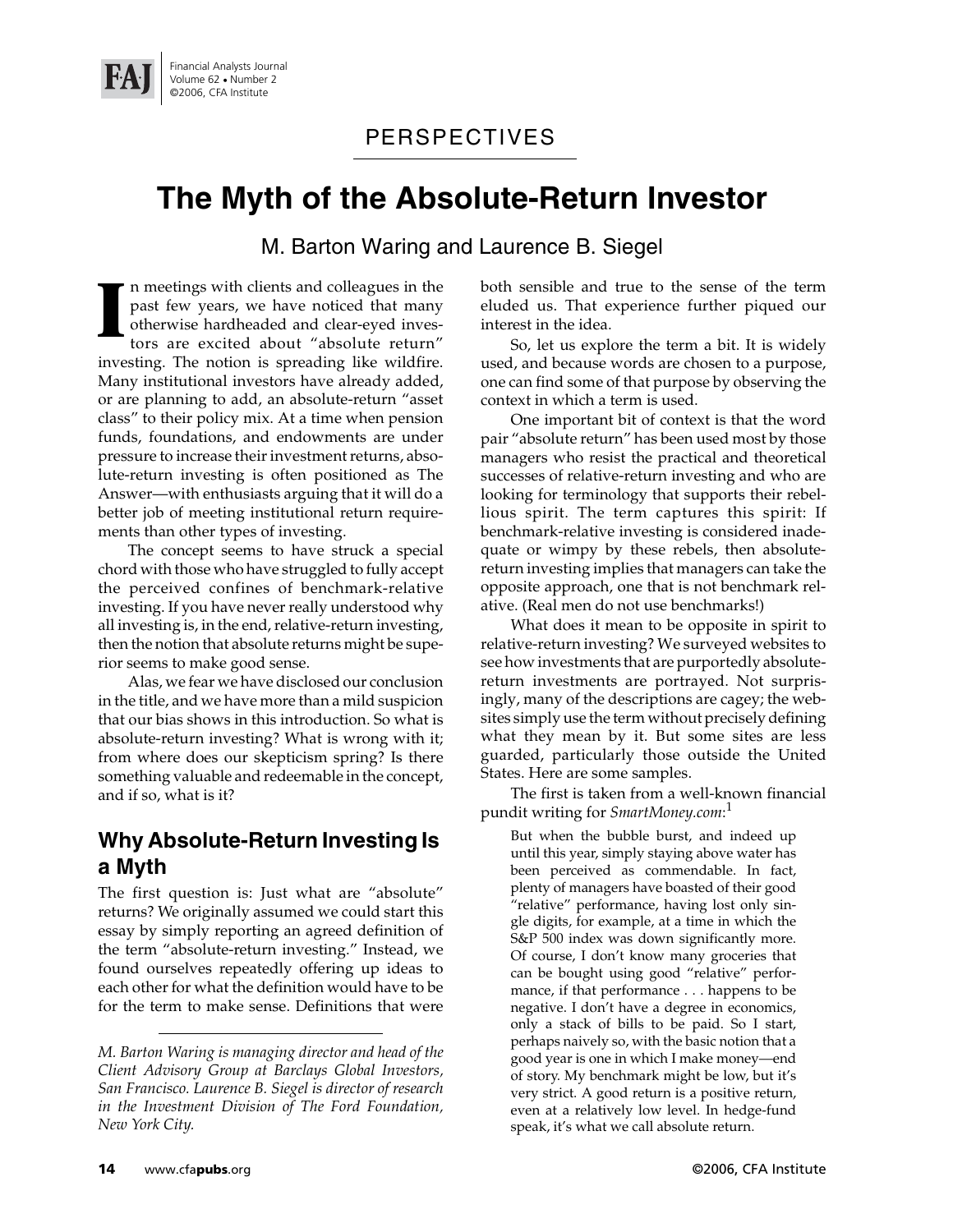PERSPECTIVES

# The Myth of the Absolute-Return Investor

M. Barton Waring and Laurence B. Siegel

In meetings with clients and colleagues in the past few years, we have noticed that many otherwise hardheaded and clear-eyed investors are excited about "absolute return" investing. The notion is spreading like wildfire. Many institutional investors have already added, or are planning to add, an absolute-return "asset class" to their policy mix. At a time when pension funds, foundations, and endowments are under pressure to increase their investment returns, absolute-return investing is often positioned as The Answer—with enthusiasts arguing that it will do a better job of meeting institutional return requirements than other types of investing.

The concept seems to have struck a special chord with those who have struggled to fully accept the perceived confines of benchmark-relative investing. If you have never really understood why all investing is, in the end, relative-return investing, then the notion that absolute returns might be superior seems to make good sense.

Alas, we fear we have disclosed our conclusion in the title, and we have more than a mild suspicion that our bias shows in this introduction. So what is absolute-return investing? What is wrong with it; from where does our skepticism spring? Is there something valuable and redeemable in the concept, and if so, what is it?

## Why Absolute-Return Investing Is a Myth

The first question is: Just what are "absolute" returns? We originally assumed we could start this essay by simply reporting an agreed definition of the term "absolute-return investing." Instead, we found ourselves repeatedly offering up ideas to each other for what the definition would have to be for the term to make sense. Definitions that were both sensible and true to the sense of the term eluded us. That experience further piqued our interest in the idea.

So, let us explore the term a bit. It is widely used, and because words are chosen to a purpose, one can find some of that purpose by observing the context in which a term is used.

One important bit of context is that the word pair "absolute return" has been used most by those managers who resist the practical and theoretical successes of relative-return investing and who are looking for terminology that supports their rebellious spirit. The term captures this spirit: If benchmark-relative investing is considered inadequate or wimpy by these rebels, then absolute-return investing implies that managers can take the opposite approach, one that is not benchmark relative. (Real men do not use benchmarks!)

What does it mean to be opposite in spirit to relative-return investing? We surveyed websites to see how investments that are purportedly absolute-return investments are portrayed. Not surprisingly, many of the descriptions are cagey; the websites simply use the term without precisely defining what they mean by it. But some sites are less guarded, particularly those outside the United States. Here are some samples.

The first is taken from a well-known financial pundit writing for *SmartMoney.com*:[1]

> But when the bubble burst, and indeed up until this year, simply staying above water has been perceived as commendable. In fact, plenty of managers have boasted of their good "relative" performance, having lost only single digits, for example, at a time in which the S&P 500 index was down significantly more. Of course, I don't know many groceries that can be bought using good "relative" performance, if that performance . . . happens to be negative. I don't have a degree in economics, only a stack of bills to be paid. So I start, perhaps naively so, with the basic notion that a good year is one in which I make money—end of story. My benchmark might be low, but it's very strict. A good return is a positive return, even at a relatively low level. In hedge-fund speak, it's what we call absolute return.

---

*M. Barton Waring is managing director and head of the Client Advisory Group at Barclays Global Investors, San Francisco. Laurence B. Siegel is director of research in the Investment Division of The Ford Foundation, New York City.*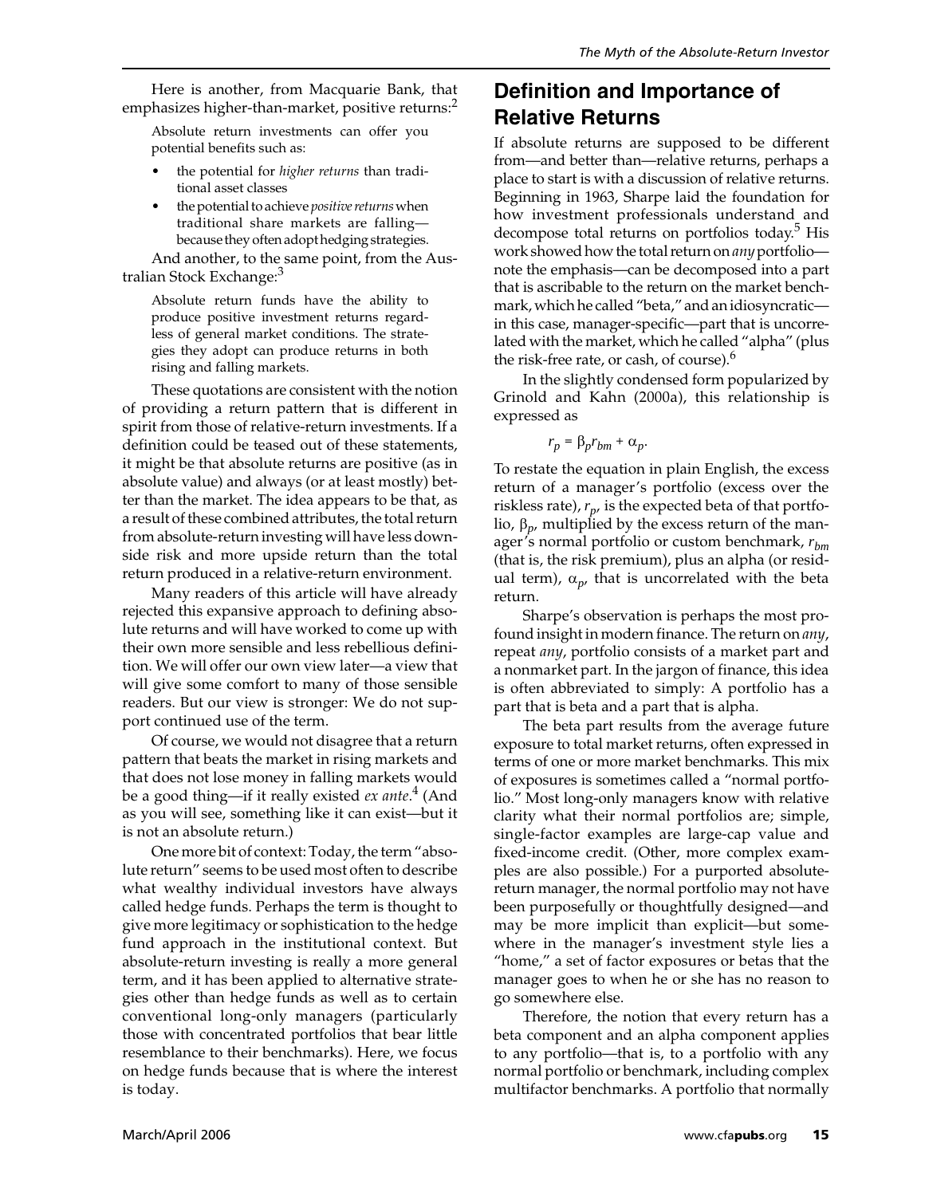Here is another, from Macquarie Bank, that emphasizes higher-than-market, positive returns:[2]

> Absolute return investments can offer you potential benefits such as:
>
> - the potential for *higher returns* than traditional asset classes
> - the potential to achieve *positive returns* when traditional share markets are falling—because they often adopt hedging strategies.

And another, to the same point, from the Australian Stock Exchange:[3]

> Absolute return funds have the ability to produce positive investment returns regardless of general market conditions. The strategies they adopt can produce returns in both rising and falling markets.

These quotations are consistent with the notion of providing a return pattern that is different in spirit from those of relative-return investments. If a definition could be teased out of these statements, it might be that absolute returns are positive (as in absolute value) and always (or at least mostly) better than the market. The idea appears to be that, as a result of these combined attributes, the total return from absolute-return investing will have less downside risk and more upside return than the total return produced in a relative-return environment.

Many readers of this article will have already rejected this expansive approach to defining absolute returns and will have worked to come up with their own more sensible and less rebellious definition. We will offer our own view later—a view that will give some comfort to many of those sensible readers. But our view is stronger: We do not support continued use of the term.

Of course, we would not disagree that a return pattern that beats the market in rising markets and that does not lose money in falling markets would be a good thing—if it really existed *ex ante*.[4] (And as you will see, something like it can exist—but it is not an absolute return.)

One more bit of context: Today, the term "absolute return" seems to be used most often to describe what wealthy individual investors have always called hedge funds. Perhaps the term is thought to give more legitimacy or sophistication to the hedge fund approach in the institutional context. But absolute-return investing is really a more general term, and it has been applied to alternative strategies other than hedge funds as well as to certain conventional long-only managers (particularly those with concentrated portfolios that bear little resemblance to their benchmarks). Here, we focus on hedge funds because that is where the interest is today.

## Definition and Importance of Relative Returns

If absolute returns are supposed to be different from—and better than—relative returns, perhaps a place to start is with a discussion of relative returns. Beginning in 1963, Sharpe laid the foundation for how investment professionals understand and decompose total returns on portfolios today.[5] His work showed how the total return on *any* portfolio—note the emphasis—can be decomposed into a part that is ascribable to the return on the market benchmark, which he called "beta," and an idiosyncratic—in this case, manager-specific—part that is uncorrelated with the market, which he called "alpha" (plus the risk-free rate, or cash, of course).[6]

In the slightly condensed form popularized by Grinold and Kahn (2000a), this relationship is expressed as

$$r_p = \beta_p r_{bm} + \alpha_p.$$

To restate the equation in plain English, the excess return of a manager's portfolio (excess over the riskless rate), $r_p$, is the expected beta of that portfolio, $\beta_p$, multiplied by the excess return of the manager's normal portfolio or custom benchmark, $r_{bm}$ (that is, the risk premium), plus an alpha (or residual term), $\alpha_p$, that is uncorrelated with the beta return.

Sharpe's observation is perhaps the most profound insight in modern finance. The return on *any*, repeat *any*, portfolio consists of a market part and a nonmarket part. In the jargon of finance, this idea is often abbreviated to simply: A portfolio has a part that is beta and a part that is alpha.

The beta part results from the average future exposure to total market returns, often expressed in terms of one or more market benchmarks. This mix of exposures is sometimes called a "normal portfolio." Most long-only managers know with relative clarity what their normal portfolios are; simple, single-factor examples are large-cap value and fixed-income credit. (Other, more complex examples are also possible.) For a purported absolute-return manager, the normal portfolio may not have been purposefully or thoughtfully designed—and may be more implicit than explicit—but somewhere in the manager's investment style lies a "home," a set of factor exposures or betas that the manager goes to when he or she has no reason to go somewhere else.

Therefore, the notion that every return has a beta component and an alpha component applies to any portfolio—that is, to a portfolio with any normal portfolio or benchmark, including complex multifactor benchmarks. A portfolio that normally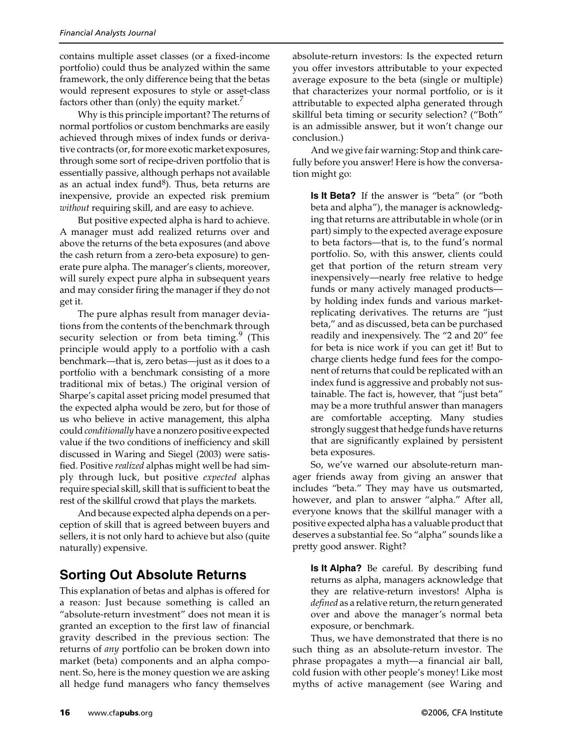contains multiple asset classes (or a fixed-income portfolio) could thus be analyzed within the same framework, the only difference being that the betas would represent exposures to style or asset-class factors other than (only) the equity market.[7]

Why is this principle important? The returns of normal portfolios or custom benchmarks are easily achieved through mixes of index funds or derivative contracts (or, for more exotic market exposures, through some sort of recipe-driven portfolio that is essentially passive, although perhaps not available as an actual index fund[8]). Thus, beta returns are inexpensive, provide an expected risk premium *without* requiring skill, and are easy to achieve.

But positive expected alpha is hard to achieve. A manager must add realized returns over and above the returns of the beta exposures (and above the cash return from a zero-beta exposure) to generate pure alpha. The manager's clients, moreover, will surely expect pure alpha in subsequent years and may consider firing the manager if they do not get it.

The pure alphas result from manager deviations from the contents of the benchmark through security selection or from beta timing.[9] (This principle would apply to a portfolio with a cash benchmark—that is, zero betas—just as it does to a portfolio with a benchmark consisting of a more traditional mix of betas.) The original version of Sharpe's capital asset pricing model presumed that the expected alpha would be zero, but for those of us who believe in active management, this alpha could *conditionally* have a nonzero positive expected value if the two conditions of inefficiency and skill discussed in Waring and Siegel (2003) were satisfied. Positive *realized* alphas might well be had simply through luck, but positive *expected* alphas require special skill, skill that is sufficient to beat the rest of the skillful crowd that plays the markets.

And because expected alpha depends on a perception of skill that is agreed between buyers and sellers, it is not only hard to achieve but also (quite naturally) expensive.

## Sorting Out Absolute Returns

This explanation of betas and alphas is offered for a reason: Just because something is called an "absolute-return investment" does not mean it is granted an exception to the first law of financial gravity described in the previous section: The returns of *any* portfolio can be broken down into market (beta) components and an alpha component. So, here is the money question we are asking all hedge fund managers who fancy themselves absolute-return investors: Is the expected return you offer investors attributable to your expected average exposure to the beta (single or multiple) that characterizes your normal portfolio, or is it attributable to expected alpha generated through skillful beta timing or security selection? ("Both" is an admissible answer, but it won't change our conclusion.)

And we give fair warning: Stop and think carefully before you answer! Here is how the conversation might go:

> **Is It Beta?** If the answer is "beta" (or "both beta and alpha"), the manager is acknowledging that returns are attributable in whole (or in part) simply to the expected average exposure to beta factors—that is, to the fund's normal portfolio. So, with this answer, clients could get that portion of the return stream very inexpensively—nearly free relative to hedge funds or many actively managed products—by holding index funds and various market-replicating derivatives. The returns are "just beta," and as discussed, beta can be purchased readily and inexpensively. The "2 and 20" fee for beta is nice work if you can get it! But to charge clients hedge fund fees for the component of returns that could be replicated with an index fund is aggressive and probably not sustainable. The fact is, however, that "just beta" may be a more truthful answer than managers are comfortable accepting. Many studies strongly suggest that hedge funds have returns that are significantly explained by persistent beta exposures.

So, we've warned our absolute-return manager friends away from giving an answer that includes "beta." They may have us outsmarted, however, and plan to answer "alpha." After all, everyone knows that the skillful manager with a positive expected alpha has a valuable product that deserves a substantial fee. So "alpha" sounds like a pretty good answer. Right?

> **Is It Alpha?** Be careful. By describing fund returns as alpha, managers acknowledge that they are relative-return investors! Alpha is *defined* as a relative return, the return generated over and above the manager's normal beta exposure, or benchmark.

Thus, we have demonstrated that there is no such thing as an absolute-return investor. The phrase propagates a myth—a financial air ball, cold fusion with other people's money! Like most myths of active management (see Waring and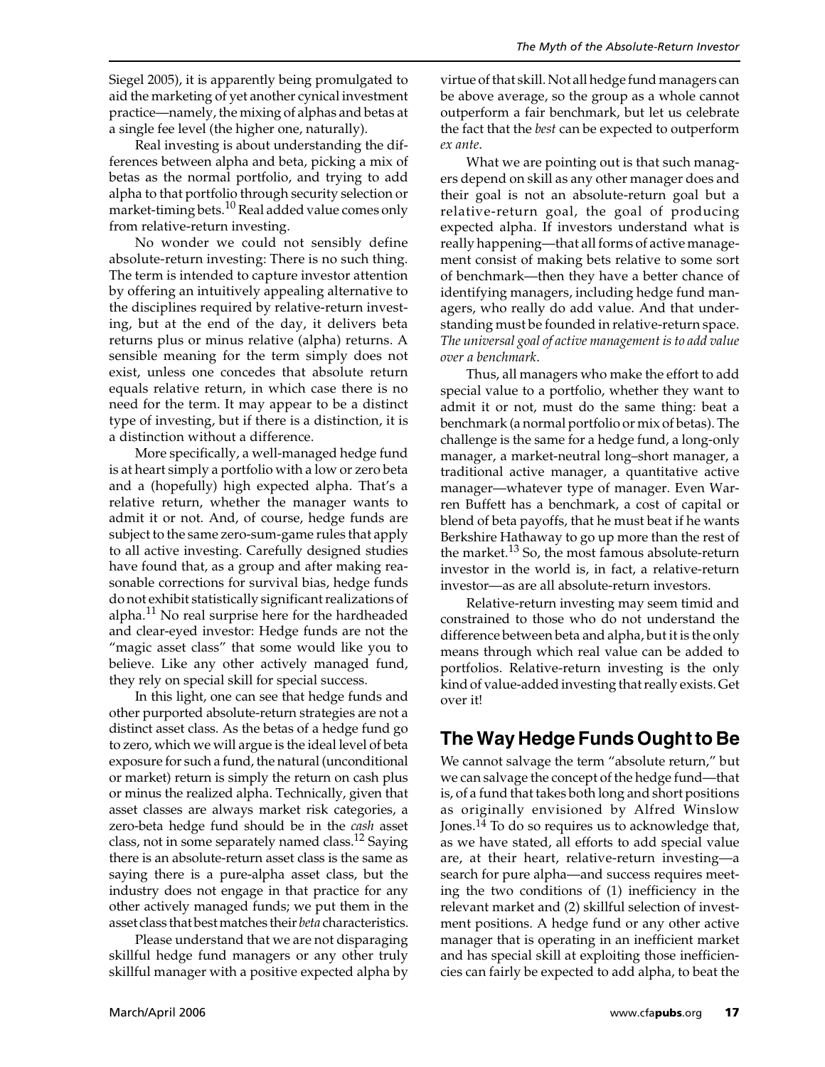Siegel 2005), it is apparently being promulgated to aid the marketing of yet another cynical investment practice—namely, the mixing of alphas and betas at a single fee level (the higher one, naturally).

Real investing is about understanding the differences between alpha and beta, picking a mix of betas as the normal portfolio, and trying to add alpha to that portfolio through security selection or market-timing bets.[10] Real added value comes only from relative-return investing.

No wonder we could not sensibly define absolute-return investing: There is no such thing. The term is intended to capture investor attention by offering an intuitively appealing alternative to the disciplines required by relative-return investing, but at the end of the day, it delivers beta returns plus or minus relative (alpha) returns. A sensible meaning for the term simply does not exist, unless one concedes that absolute return equals relative return, in which case there is no need for the term. It may appear to be a distinct type of investing, but if there is a distinction, it is a distinction without a difference.

More specifically, a well-managed hedge fund is at heart simply a portfolio with a low or zero beta and a (hopefully) high expected alpha. That's a relative return, whether the manager wants to admit it or not. And, of course, hedge funds are subject to the same zero-sum-game rules that apply to all active investing. Carefully designed studies have found that, as a group and after making reasonable corrections for survival bias, hedge funds do not exhibit statistically significant realizations of alpha.[11] No real surprise here for the hardheaded and clear-eyed investor: Hedge funds are not the "magic asset class" that some would like you to believe. Like any other actively managed fund, they rely on special skill for special success.

In this light, one can see that hedge funds and other purported absolute-return strategies are not a distinct asset class. As the betas of a hedge fund go to zero, which we will argue is the ideal level of beta exposure for such a fund, the natural (unconditional or market) return is simply the return on cash plus or minus the realized alpha. Technically, given that asset classes are always market risk categories, a zero-beta hedge fund should be in the *cash* asset class, not in some separately named class.[12] Saying there is an absolute-return asset class is the same as saying there is a pure-alpha asset class, but the industry does not engage in that practice for any other actively managed funds; we put them in the asset class that best matches their *beta* characteristics.

Please understand that we are not disparaging skillful hedge fund managers or any other truly skillful manager with a positive expected alpha by virtue of that skill. Not all hedge fund managers can be above average, so the group as a whole cannot outperform a fair benchmark, but let us celebrate the fact that the *best* can be expected to outperform *ex ante*.

What we are pointing out is that such managers depend on skill as any other manager does and their goal is not an absolute-return goal but a relative-return goal, the goal of producing expected alpha. If investors understand what is really happening—that all forms of active management consist of making bets relative to some sort of benchmark—then they have a better chance of identifying managers, including hedge fund managers, who really do add value. And that understanding must be founded in relative-return space. *The universal goal of active management is to add value over a benchmark*.

Thus, all managers who make the effort to add special value to a portfolio, whether they want to admit it or not, must do the same thing: beat a benchmark (a normal portfolio or mix of betas). The challenge is the same for a hedge fund, a long-only manager, a market-neutral long–short manager, a traditional active manager, a quantitative active manager—whatever type of manager. Even Warren Buffett has a benchmark, a cost of capital or blend of beta payoffs, that he must beat if he wants Berkshire Hathaway to go up more than the rest of the market.[13] So, the most famous absolute-return investor in the world is, in fact, a relative-return investor—as are all absolute-return investors.

Relative-return investing may seem timid and constrained to those who do not understand the difference between beta and alpha, but it is the only means through which real value can be added to portfolios. Relative-return investing is the only kind of value-added investing that really exists. Get over it!

## The Way Hedge Funds Ought to Be

We cannot salvage the term "absolute return," but we can salvage the concept of the hedge fund—that is, of a fund that takes both long and short positions as originally envisioned by Alfred Winslow Jones.[14] To do so requires us to acknowledge that, as we have stated, all efforts to add special value are, at their heart, relative-return investing—a search for pure alpha—and success requires meeting the two conditions of (1) inefficiency in the relevant market and (2) skillful selection of investment positions. A hedge fund or any other active manager that is operating in an inefficient market and has special skill at exploiting those inefficiencies can fairly be expected to add alpha, to beat the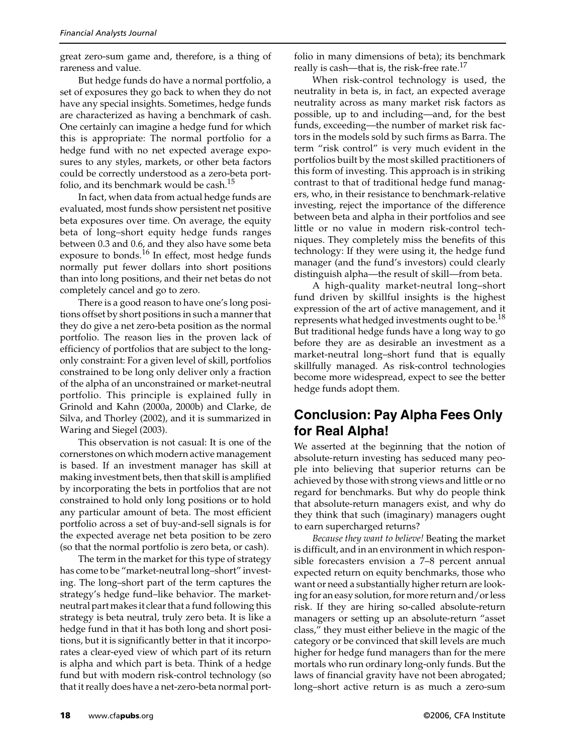great zero-sum game and, therefore, is a thing of rareness and value.

But hedge funds do have a normal portfolio, a set of exposures they go back to when they do not have any special insights. Sometimes, hedge funds are characterized as having a benchmark of cash. One certainly can imagine a hedge fund for which this is appropriate: The normal portfolio for a hedge fund with no net expected average exposures to any styles, markets, or other beta factors could be correctly understood as a zero-beta portfolio, and its benchmark would be cash.[15]

In fact, when data from actual hedge funds are evaluated, most funds show persistent net positive beta exposures over time. On average, the equity beta of long–short equity hedge funds ranges between 0.3 and 0.6, and they also have some beta exposure to bonds.[16] In effect, most hedge funds normally put fewer dollars into short positions than into long positions, and their net betas do not completely cancel and go to zero.

There is a good reason to have one's long positions offset by short positions in such a manner that they do give a net zero-beta position as the normal portfolio. The reason lies in the proven lack of efficiency of portfolios that are subject to the long-only constraint: For a given level of skill, portfolios constrained to be long only deliver only a fraction of the alpha of an unconstrained or market-neutral portfolio. This principle is explained fully in Grinold and Kahn (2000a, 2000b) and Clarke, de Silva, and Thorley (2002), and it is summarized in Waring and Siegel (2003).

This observation is not casual: It is one of the cornerstones on which modern active management is based. If an investment manager has skill at making investment bets, then that skill is amplified by incorporating the bets in portfolios that are not constrained to hold only long positions or to hold any particular amount of beta. The most efficient portfolio across a set of buy-and-sell signals is for the expected average net beta position to be zero (so that the normal portfolio is zero beta, or cash).

The term in the market for this type of strategy has come to be "market-neutral long–short" investing. The long–short part of the term captures the strategy's hedge fund–like behavior. The market-neutral part makes it clear that a fund following this strategy is beta neutral, truly zero beta. It is like a hedge fund in that it has both long and short positions, but it is significantly better in that it incorporates a clear-eyed view of which part of its return is alpha and which part is beta. Think of a hedge fund but with modern risk-control technology (so that it really does have a net-zero-beta normal portfolio in many dimensions of beta); its benchmark really is cash—that is, the risk-free rate.[17]

When risk-control technology is used, the neutrality in beta is, in fact, an expected average neutrality across as many market risk factors as possible, up to and including—and, for the best funds, exceeding—the number of market risk factors in the models sold by such firms as Barra. The term "risk control" is very much evident in the portfolios built by the most skilled practitioners of this form of investing. This approach is in striking contrast to that of traditional hedge fund managers, who, in their resistance to benchmark-relative investing, reject the importance of the difference between beta and alpha in their portfolios and see little or no value in modern risk-control techniques. They completely miss the benefits of this technology: If they were using it, the hedge fund manager (and the fund's investors) could clearly distinguish alpha—the result of skill—from beta.

A high-quality market-neutral long–short fund driven by skillful insights is the highest expression of the art of active management, and it represents what hedged investments ought to be.[18] But traditional hedge funds have a long way to go before they are as desirable an investment as a market-neutral long–short fund that is equally skillfully managed. As risk-control technologies become more widespread, expect to see the better hedge funds adopt them.

## Conclusion: Pay Alpha Fees Only for Real Alpha!

We asserted at the beginning that the notion of absolute-return investing has seduced many people into believing that superior returns can be achieved by those with strong views and little or no regard for benchmarks. But why do people think that absolute-return managers exist, and why do they think that such (imaginary) managers ought to earn supercharged returns?

*Because they want to believe!* Beating the market is difficult, and in an environment in which responsible forecasters envision a 7–8 percent annual expected return on equity benchmarks, those who want or need a substantially higher return are looking for an easy solution, for more return and/or less risk. If they are hiring so-called absolute-return managers or setting up an absolute-return "asset class," they must either believe in the magic of the category or be convinced that skill levels are much higher for hedge fund managers than for the mere mortals who run ordinary long-only funds. But the laws of financial gravity have not been abrogated; long–short active return is as much a zero-sum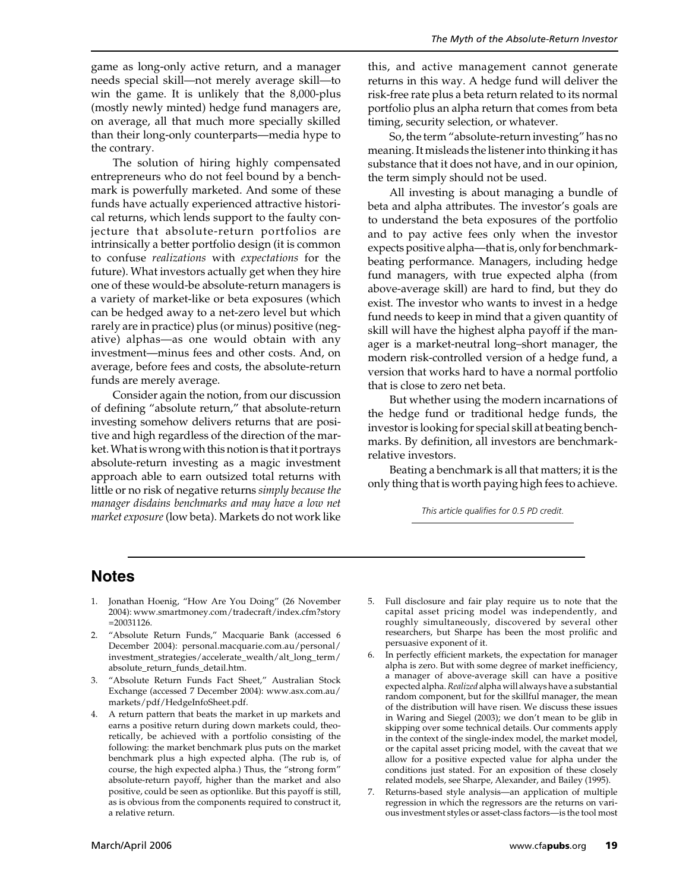game as long-only active return, and a manager needs special skill—not merely average skill—to win the game. It is unlikely that the 8,000-plus (mostly newly minted) hedge fund managers are, on average, all that much more specially skilled than their long-only counterparts—media hype to the contrary.

The solution of hiring highly compensated entrepreneurs who do not feel bound by a benchmark is powerfully marketed. And some of these funds have actually experienced attractive historical returns, which lends support to the faulty conjecture that absolute-return portfolios are intrinsically a better portfolio design (it is common to confuse *realizations* with *expectations* for the future). What investors actually get when they hire one of these would-be absolute-return managers is a variety of market-like or beta exposures (which can be hedged away to a net-zero level but which rarely are in practice) plus (or minus) positive (negative) alphas—as one would obtain with any investment—minus fees and other costs. And, on average, before fees and costs, the absolute-return funds are merely average.

Consider again the notion, from our discussion of defining "absolute return," that absolute-return investing somehow delivers returns that are positive and high regardless of the direction of the market. What is wrong with this notion is that it portrays absolute-return investing as a magic investment approach able to earn outsized total returns with little or no risk of negative returns *simply because the manager disdains benchmarks and may have a low net market exposure* (low beta). Markets do not work like this, and active management cannot generate returns in this way. A hedge fund will deliver the risk-free rate plus a beta return related to its normal portfolio plus an alpha return that comes from beta timing, security selection, or whatever.

So, the term "absolute-return investing" has no meaning. It misleads the listener into thinking it has substance that it does not have, and in our opinion, the term simply should not be used.

All investing is about managing a bundle of beta and alpha attributes. The investor's goals are to understand the beta exposures of the portfolio and to pay active fees only when the investor expects positive alpha—that is, only for benchmark-beating performance. Managers, including hedge fund managers, with true expected alpha (from above-average skill) are hard to find, but they do exist. The investor who wants to invest in a hedge fund needs to keep in mind that a given quantity of skill will have the highest alpha payoff if the manager is a market-neutral long–short manager, the modern risk-controlled version of a hedge fund, a version that works hard to have a normal portfolio that is close to zero net beta.

But whether using the modern incarnations of the hedge fund or traditional hedge funds, the investor is looking for special skill at beating benchmarks. By definition, all investors are benchmark-relative investors.

Beating a benchmark is all that matters; it is the only thing that is worth paying high fees to achieve.

*This article qualifies for 0.5 PD credit.*

## Notes

1. Jonathan Hoenig, "How Are You Doing" (26 November 2004): www.smartmoney.com/tradecraft/index.cfm?story=20031126.
2. "Absolute Return Funds," Macquarie Bank (accessed 6 December 2004): personal.macquarie.com.au/personal/investment_strategies/accelerate_wealth/alt_long_term/absolute_return_funds_detail.htm.
3. "Absolute Return Funds Fact Sheet," Australian Stock Exchange (accessed 7 December 2004): www.asx.com.au/markets/pdf/HedgeInfoSheet.pdf.
4. A return pattern that beats the market in up markets and earns a positive return during down markets could, theoretically, be achieved with a portfolio consisting of the following: the market benchmark plus puts on the market benchmark plus a high expected alpha. (The rub is, of course, the high expected alpha.) Thus, the "strong form" absolute-return payoff, higher than the market and also positive, could be seen as optionlike. But this payoff is still, as is obvious from the components required to construct it, a relative return.
5. Full disclosure and fair play require us to note that the capital asset pricing model was independently, and roughly simultaneously, discovered by several other researchers, but Sharpe has been the most prolific and persuasive exponent of it.
6. In perfectly efficient markets, the expectation for manager alpha is zero. But with some degree of market inefficiency, a manager of above-average skill can have a positive expected alpha. *Realized* alpha will always have a substantial random component, but for the skillful manager, the mean of the distribution will have risen. We discuss these issues in Waring and Siegel (2003); we don't mean to be glib in skipping over some technical details. Our comments apply in the context of the single-index model, the market model, or the capital asset pricing model, with the caveat that we allow for a positive expected value for alpha under the conditions just stated. For an exposition of these closely related models, see Sharpe, Alexander, and Bailey (1995).
7. Returns-based style analysis—an application of multiple regression in which the regressors are the returns on various investment styles or asset-class factors—is the tool most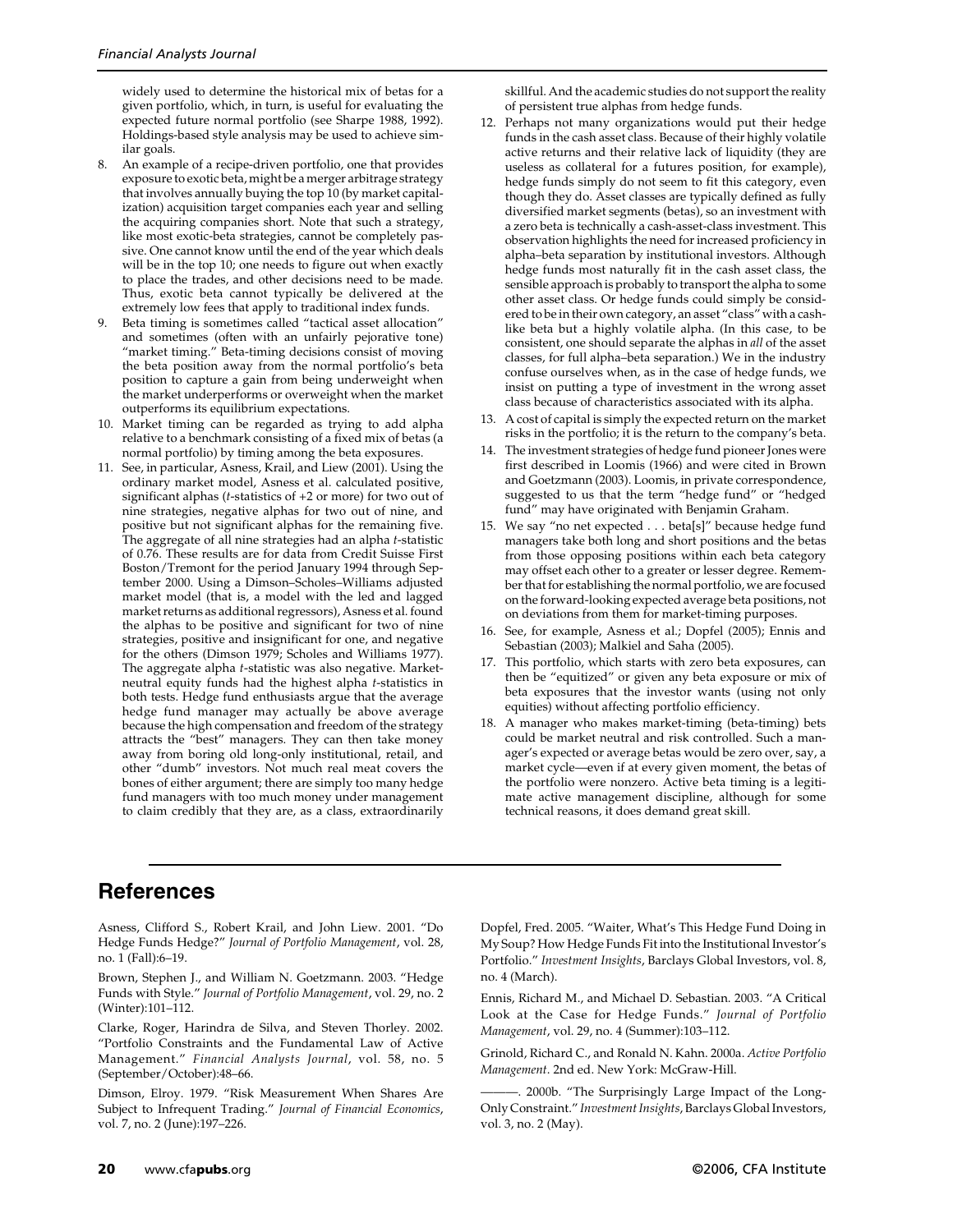widely used to determine the historical mix of betas for a given portfolio, which, in turn, is useful for evaluating the expected future normal portfolio (see Sharpe 1988, 1992). Holdings-based style analysis may be used to achieve similar goals.

8. An example of a recipe-driven portfolio, one that provides exposure to exotic beta, might be a merger arbitrage strategy that involves annually buying the top 10 (by market capitalization) acquisition target companies each year and selling the acquiring companies short. Note that such a strategy, like most exotic-beta strategies, cannot be completely passive. One cannot know until the end of the year which deals will be in the top 10; one needs to figure out when exactly to place the trades, and other decisions need to be made. Thus, exotic beta cannot typically be delivered at the extremely low fees that apply to traditional index funds.
9. Beta timing is sometimes called "tactical asset allocation" and sometimes (often with an unfairly pejorative tone) "market timing." Beta-timing decisions consist of moving the beta position away from the normal portfolio's beta position to capture a gain from being underweight when the market underperforms or overweight when the market outperforms its equilibrium expectations.
10. Market timing can be regarded as trying to add alpha relative to a benchmark consisting of a fixed mix of betas (a normal portfolio) by timing among the beta exposures.
11. See, in particular, Asness, Krail, and Liew (2001). Using the ordinary market model, Asness et al. calculated positive, significant alphas (*t*-statistics of +2 or more) for two out of nine strategies, negative alphas for two out of nine, and positive but not significant alphas for the remaining five. The aggregate of all nine strategies had an alpha *t*-statistic of 0.76. These results are for data from Credit Suisse First Boston/Tremont for the period January 1994 through September 2000. Using a Dimson–Scholes–Williams adjusted market model (that is, a model with the led and lagged market returns as additional regressors), Asness et al. found the alphas to be positive and significant for two of nine strategies, positive and insignificant for one, and negative for the others (Dimson 1979; Scholes and Williams 1977). The aggregate alpha *t*-statistic was also negative. Market-neutral equity funds had the highest alpha *t*-statistics in both tests. Hedge fund enthusiasts argue that the average hedge fund manager may actually be above average because the high compensation and freedom of the strategy attracts the "best" managers. They can then take money away from boring old long-only institutional, retail, and other "dumb" investors. Not much real meat covers the bones of either argument; there are simply too many hedge fund managers with too much money under management to claim credibly that they are, as a class, extraordinarily skillful. And the academic studies do not support the reality of persistent true alphas from hedge funds.
12. Perhaps not many organizations would put their hedge funds in the cash asset class. Because of their highly volatile active returns and their relative lack of liquidity (they are useless as collateral for a futures position, for example), hedge funds simply do not seem to fit this category, even though they do. Asset classes are typically defined as fully diversified market segments (betas), so an investment with a zero beta is technically a cash-asset-class investment. This observation highlights the need for increased proficiency in alpha–beta separation by institutional investors. Although hedge funds most naturally fit in the cash asset class, the sensible approach is probably to transport the alpha to some other asset class. Or hedge funds could simply be considered to be in their own category, an asset "class" with a cash-like beta but a highly volatile alpha. (In this case, to be consistent, one should separate the alphas in *all* of the asset classes, for full alpha–beta separation.) We in the industry confuse ourselves when, as in the case of hedge funds, we insist on putting a type of investment in the wrong asset class because of characteristics associated with its alpha.
13. A cost of capital is simply the expected return on the market risks in the portfolio; it is the return to the company's beta.
14. The investment strategies of hedge fund pioneer Jones were first described in Loomis (1966) and were cited in Brown and Goetzmann (2003). Loomis, in private correspondence, suggested to us that the term "hedge fund" or "hedged fund" may have originated with Benjamin Graham.
15. We say "no net expected . . . beta[s]" because hedge fund managers take both long and short positions and the betas from those opposing positions within each beta category may offset each other to a greater or lesser degree. Remember that for establishing the normal portfolio, we are focused on the forward-looking expected average beta positions, not on deviations from them for market-timing purposes.
16. See, for example, Asness et al.; Dopfel (2005); Ennis and Sebastian (2003); Malkiel and Saha (2005).
17. This portfolio, which starts with zero beta exposures, can then be "equitized" or given any beta exposure or mix of beta exposures that the investor wants (using not only equities) without affecting portfolio efficiency.
18. A manager who makes market-timing (beta-timing) bets could be market neutral and risk controlled. Such a manager's expected or average betas would be zero over, say, a market cycle—even if at every given moment, the betas of the portfolio were nonzero. Active beta timing is a legitimate active management discipline, although for some technical reasons, it does demand great skill.

## References

Asness, Clifford S., Robert Krail, and John Liew. 2001. "Do Hedge Funds Hedge?" *Journal of Portfolio Management*, vol. 28, no. 1 (Fall):6–19.

Brown, Stephen J., and William N. Goetzmann. 2003. "Hedge Funds with Style." *Journal of Portfolio Management*, vol. 29, no. 2 (Winter):101–112.

Clarke, Roger, Harindra de Silva, and Steven Thorley. 2002. "Portfolio Constraints and the Fundamental Law of Active Management." *Financial Analysts Journal*, vol. 58, no. 5 (September/October):48–66.

Dimson, Elroy. 1979. "Risk Measurement When Shares Are Subject to Infrequent Trading." *Journal of Financial Economics*, vol. 7, no. 2 (June):197–226.

Dopfel, Fred. 2005. "Waiter, What's This Hedge Fund Doing in My Soup? How Hedge Funds Fit into the Institutional Investor's Portfolio." *Investment Insights*, Barclays Global Investors, vol. 8, no. 4 (March).

Ennis, Richard M., and Michael D. Sebastian. 2003. "A Critical Look at the Case for Hedge Funds." *Journal of Portfolio Management*, vol. 29, no. 4 (Summer):103–112.

Grinold, Richard C., and Ronald N. Kahn. 2000a. *Active Portfolio Management*. 2nd ed. New York: McGraw-Hill.

———. 2000b. "The Surprisingly Large Impact of the Long-Only Constraint." *Investment Insights*, Barclays Global Investors, vol. 3, no. 2 (May).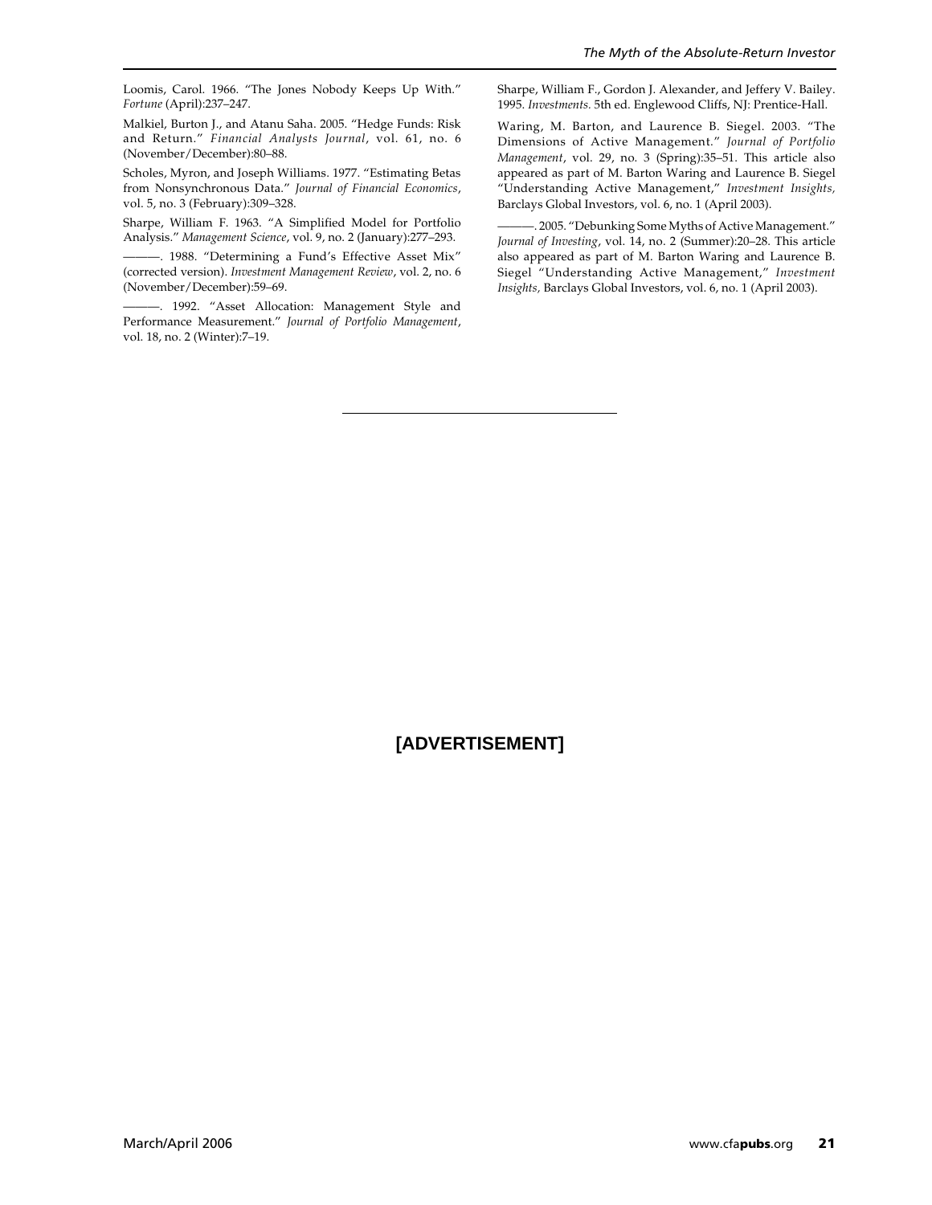Loomis, Carol. 1966. "The Jones Nobody Keeps Up With." *Fortune* (April):237–247.

Malkiel, Burton J., and Atanu Saha. 2005. "Hedge Funds: Risk and Return." *Financial Analysts Journal*, vol. 61, no. 6 (November/December):80–88.

Scholes, Myron, and Joseph Williams. 1977. "Estimating Betas from Nonsynchronous Data." *Journal of Financial Economics*, vol. 5, no. 3 (February):309–328.

Sharpe, William F. 1963. "A Simplified Model for Portfolio Analysis." *Management Science*, vol. 9, no. 2 (January):277–293.

———. 1988. "Determining a Fund's Effective Asset Mix" (corrected version). *Investment Management Review*, vol. 2, no. 6 (November/December):59–69.

———. 1992. "Asset Allocation: Management Style and Performance Measurement." *Journal of Portfolio Management*, vol. 18, no. 2 (Winter):7–19.

Sharpe, William F., Gordon J. Alexander, and Jeffery V. Bailey. 1995. *Investments.* 5th ed. Englewood Cliffs, NJ: Prentice-Hall.

Waring, M. Barton, and Laurence B. Siegel. 2003. "The Dimensions of Active Management." *Journal of Portfolio Management*, vol. 29, no. 3 (Spring):35–51. This article also appeared as part of M. Barton Waring and Laurence B. Siegel "Understanding Active Management," *Investment Insights,* Barclays Global Investors, vol. 6, no. 1 (April 2003).

———. 2005. "Debunking Some Myths of Active Management." *Journal of Investing*, vol. 14, no. 2 (Summer):20–28. This article also appeared as part of M. Barton Waring and Laurence B. Siegel "Understanding Active Management," *Investment Insights,* Barclays Global Investors, vol. 6, no. 1 (April 2003).

**[ADVERTISEMENT]**